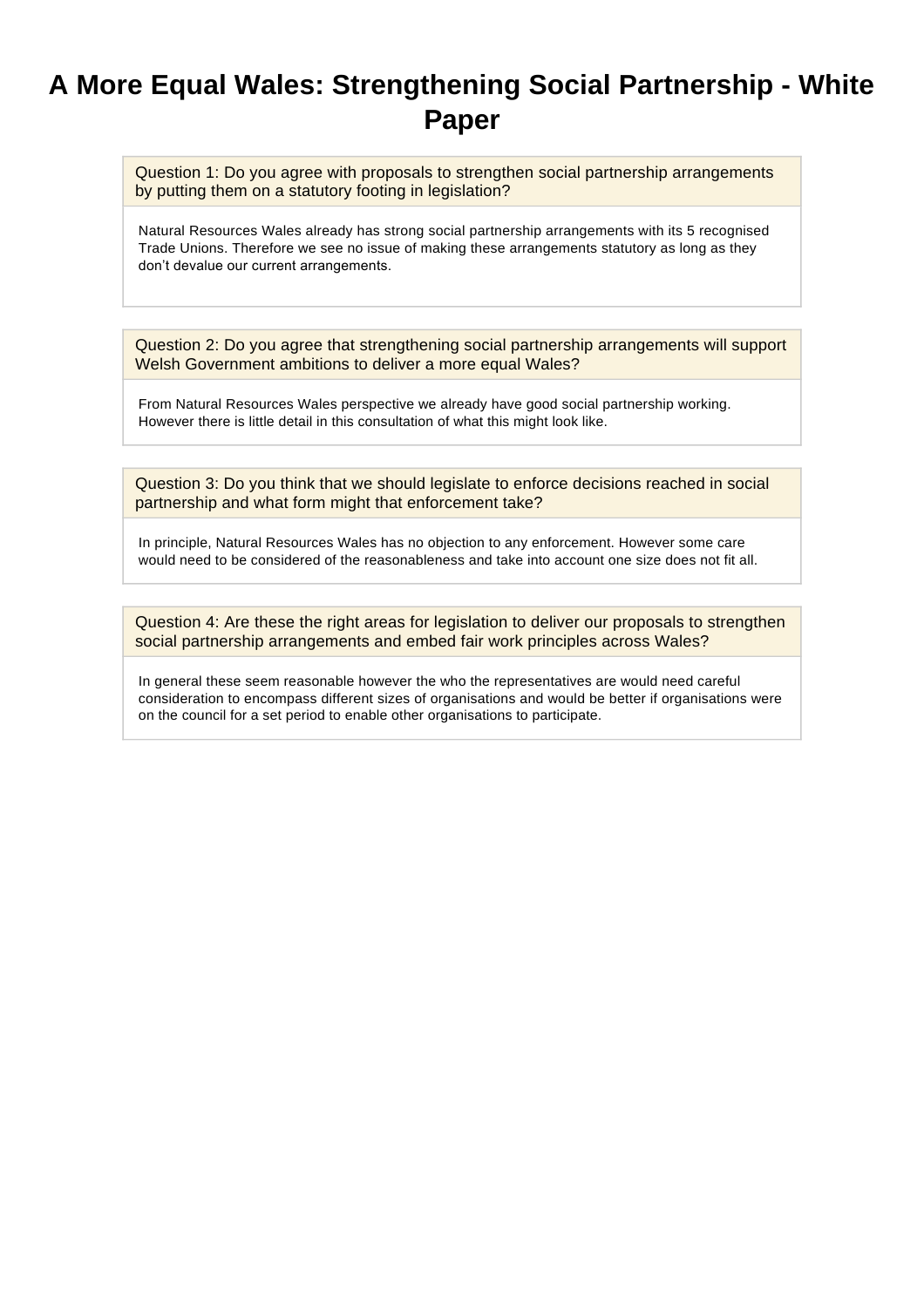# A More Equal Wales: Strengthening Social Partnership - White Paper

**Question 1: Do you agree with proposals to strengthen social partnership arrangements by putting them on a statutory footing in legislation?**

Natural Resources Wales already has strong social partnership arrangements with its 5 recognised Trade Unions. Therefore we see no issue of making these arrangements statutory as long as they don't devalue our current arrangements.

**Question 2: Do you agree that strengthening social partnership arrangements will support Welsh Government ambitions to deliver a more equal Wales?**

From Natural Resources Wales perspective we already have good social partnership working. However there is little detail in this consultation of what this might look like.

**Question 3: Do you think that we should legislate to enforce decisions reached in social partnership and what form might that enforcement take?**

In principle, Natural Resources Wales has no objection to any enforcement. However some care would need to be considered of the reasonableness and take into account one size does not fit all.

**Question 4: Are these the right areas for legislation to deliver our proposals to strengthen social partnership arrangements and embed fair work principles across Wales?**

In general these seem reasonable however the who the representatives are would need careful consideration to encompass different sizes of organisations and would be better if organisations were on the council for a set period to enable other organisations to participate.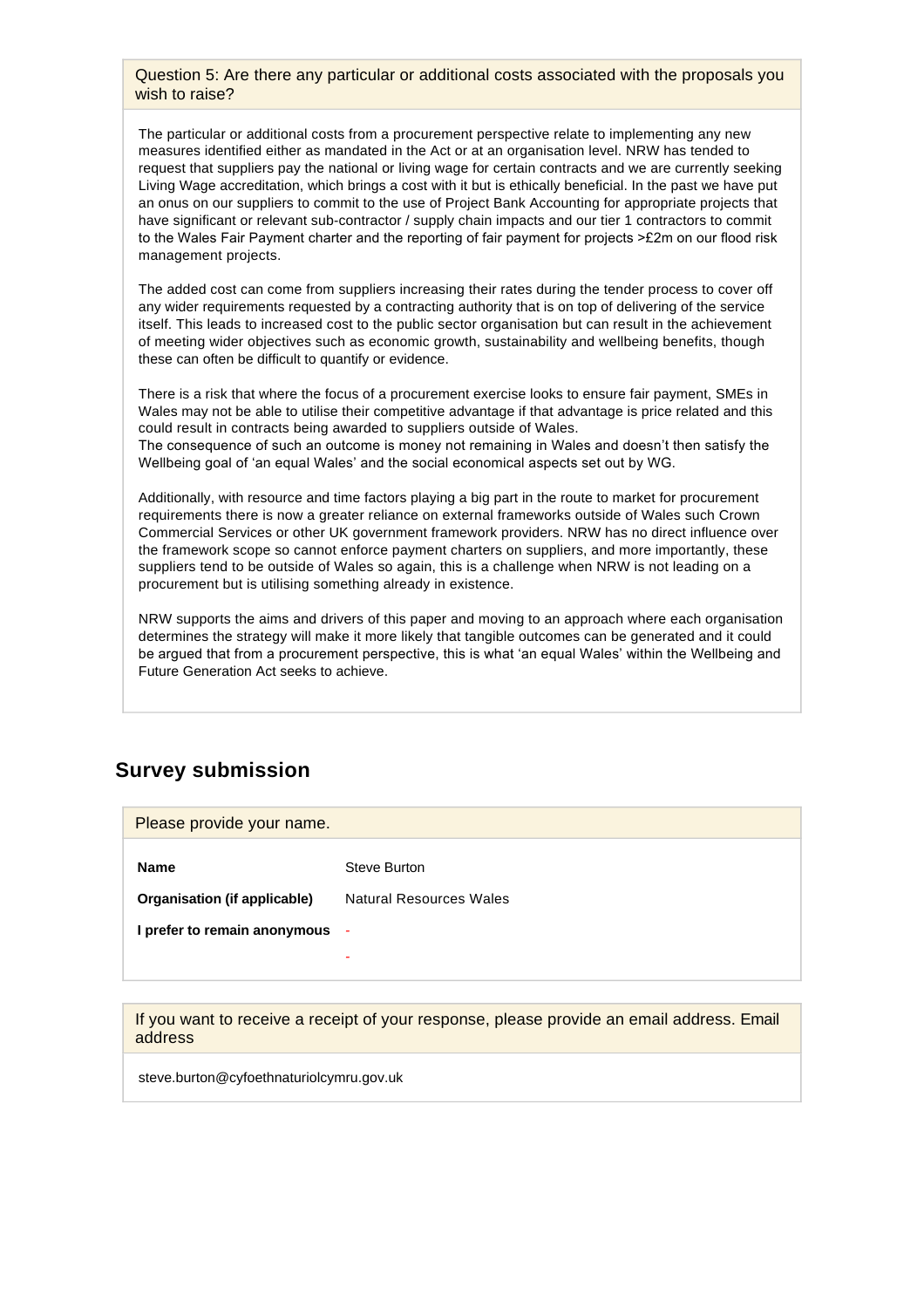Question 5: Are there any particular or additional costs associated with the proposals you wish to raise?

The particular or additional costs from a procurement perspective relate to implementing any new measures identified either as mandated in the Act or at an organisation level. NRW has tended to request that suppliers pay the national or living wage for certain contracts and we are currently seeking Living Wage accreditation, which brings a cost with it but is ethically beneficial. In the past we have put an onus on our suppliers to commit to the use of Project Bank Accounting for appropriate projects that have significant or relevant sub-contractor / supply chain impacts and our tier 1 contractors to commit to the Wales Fair Payment charter and the reporting of fair payment for projects >£2m on our flood risk management projects.

The added cost can come from suppliers increasing their rates during the tender process to cover off any wider requirements requested by a contracting authority that is on top of delivering of the service itself. This leads to increased cost to the public sector organisation but can result in the achievement of meeting wider objectives such as economic growth, sustainability and wellbeing benefits, though these can often be difficult to quantify or evidence.

There is a risk that where the focus of a procurement exercise looks to ensure fair payment, SMEs in Wales may not be able to utilise their competitive advantage if that advantage is price related and this could result in contracts being awarded to suppliers outside of Wales.
The consequence of such an outcome is money not remaining in Wales and doesn't then satisfy the Wellbeing goal of 'an equal Wales' and the social economical aspects set out by WG.

Additionally, with resource and time factors playing a big part in the route to market for procurement requirements there is now a greater reliance on external frameworks outside of Wales such Crown Commercial Services or other UK government framework providers. NRW has no direct influence over the framework scope so cannot enforce payment charters on suppliers, and more importantly, these suppliers tend to be outside of Wales so again, this is a challenge when NRW is not leading on a procurement but is utilising something already in existence.

NRW supports the aims and drivers of this paper and moving to an approach where each organisation determines the strategy will make it more likely that tangible outcomes can be generated and it could be argued that from a procurement perspective, this is what 'an equal Wales' within the Wellbeing and Future Generation Act seeks to achieve.

## Survey submission

Please provide your name.

| | |
|---|---|
| **Name** | Steve Burton |
| **Organisation (if applicable)** | Natural Resources Wales |
| **I prefer to remain anonymous** | - |
| | - |

If you want to receive a receipt of your response, please provide an email address. Email address

steve.burton@cyfoethnaturiolcymru.gov.uk